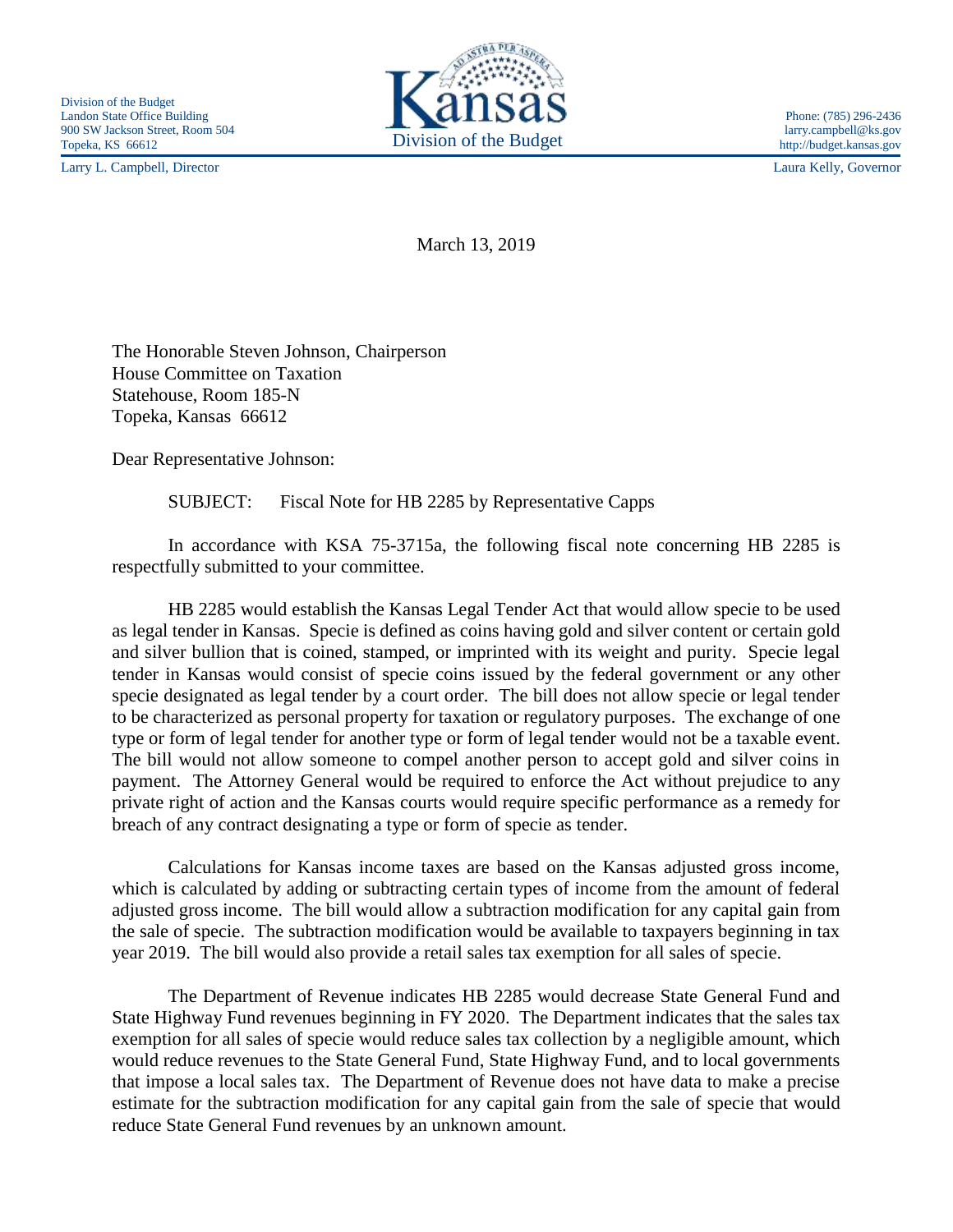Division of the Budget
Landon State Office Building
900 SW Jackson Street, Room 504
Topeka, KS 66612

Kansas
Division of the Budget

Phone: (785) 296-2436
larry.campbell@ks.gov
http://budget.kansas.gov

Larry L. Campbell, Director

Laura Kelly, Governor

March 13, 2019

The Honorable Steven Johnson, Chairperson
House Committee on Taxation
Statehouse, Room 185-N
Topeka, Kansas 66612

Dear Representative Johnson:

SUBJECT: Fiscal Note for HB 2285 by Representative Capps

In accordance with KSA 75-3715a, the following fiscal note concerning HB 2285 is respectfully submitted to your committee.

HB 2285 would establish the Kansas Legal Tender Act that would allow specie to be used as legal tender in Kansas. Specie is defined as coins having gold and silver content or certain gold and silver bullion that is coined, stamped, or imprinted with its weight and purity. Specie legal tender in Kansas would consist of specie coins issued by the federal government or any other specie designated as legal tender by a court order. The bill does not allow specie or legal tender to be characterized as personal property for taxation or regulatory purposes. The exchange of one type or form of legal tender for another type or form of legal tender would not be a taxable event. The bill would not allow someone to compel another person to accept gold and silver coins in payment. The Attorney General would be required to enforce the Act without prejudice to any private right of action and the Kansas courts would require specific performance as a remedy for breach of any contract designating a type or form of specie as tender.

Calculations for Kansas income taxes are based on the Kansas adjusted gross income, which is calculated by adding or subtracting certain types of income from the amount of federal adjusted gross income. The bill would allow a subtraction modification for any capital gain from the sale of specie. The subtraction modification would be available to taxpayers beginning in tax year 2019. The bill would also provide a retail sales tax exemption for all sales of specie.

The Department of Revenue indicates HB 2285 would decrease State General Fund and State Highway Fund revenues beginning in FY 2020. The Department indicates that the sales tax exemption for all sales of specie would reduce sales tax collection by a negligible amount, which would reduce revenues to the State General Fund, State Highway Fund, and to local governments that impose a local sales tax. The Department of Revenue does not have data to make a precise estimate for the subtraction modification for any capital gain from the sale of specie that would reduce State General Fund revenues by an unknown amount.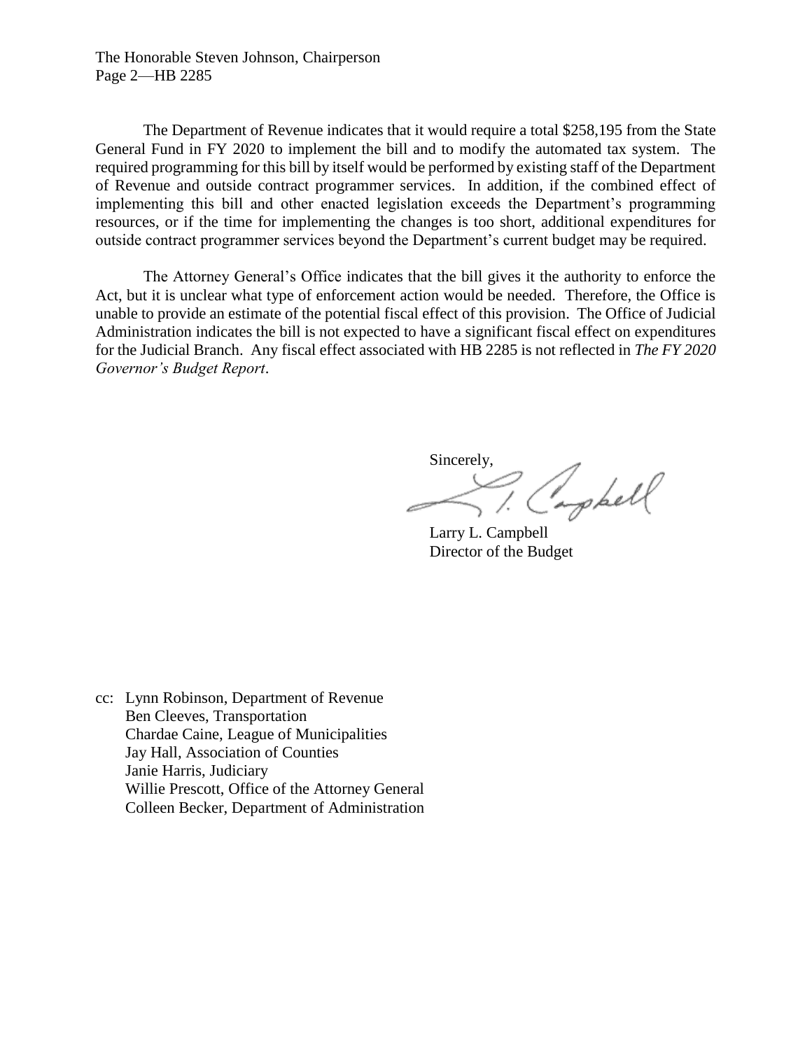The Department of Revenue indicates that it would require a total $258,195 from the State General Fund in FY 2020 to implement the bill and to modify the automated tax system. The required programming for this bill by itself would be performed by existing staff of the Department of Revenue and outside contract programmer services. In addition, if the combined effect of implementing this bill and other enacted legislation exceeds the Department's programming resources, or if the time for implementing the changes is too short, additional expenditures for outside contract programmer services beyond the Department's current budget may be required.

The Attorney General's Office indicates that the bill gives it the authority to enforce the Act, but it is unclear what type of enforcement action would be needed. Therefore, the Office is unable to provide an estimate of the potential fiscal effect of this provision. The Office of Judicial Administration indicates the bill is not expected to have a significant fiscal effect on expenditures for the Judicial Branch. Any fiscal effect associated with HB 2285 is not reflected in *The FY 2020 Governor's Budget Report*.

Sincerely,

Larry L. Campbell
Director of the Budget

cc: Lynn Robinson, Department of Revenue
Ben Cleeves, Transportation
Chardae Caine, League of Municipalities
Jay Hall, Association of Counties
Janie Harris, Judiciary
Willie Prescott, Office of the Attorney General
Colleen Becker, Department of Administration